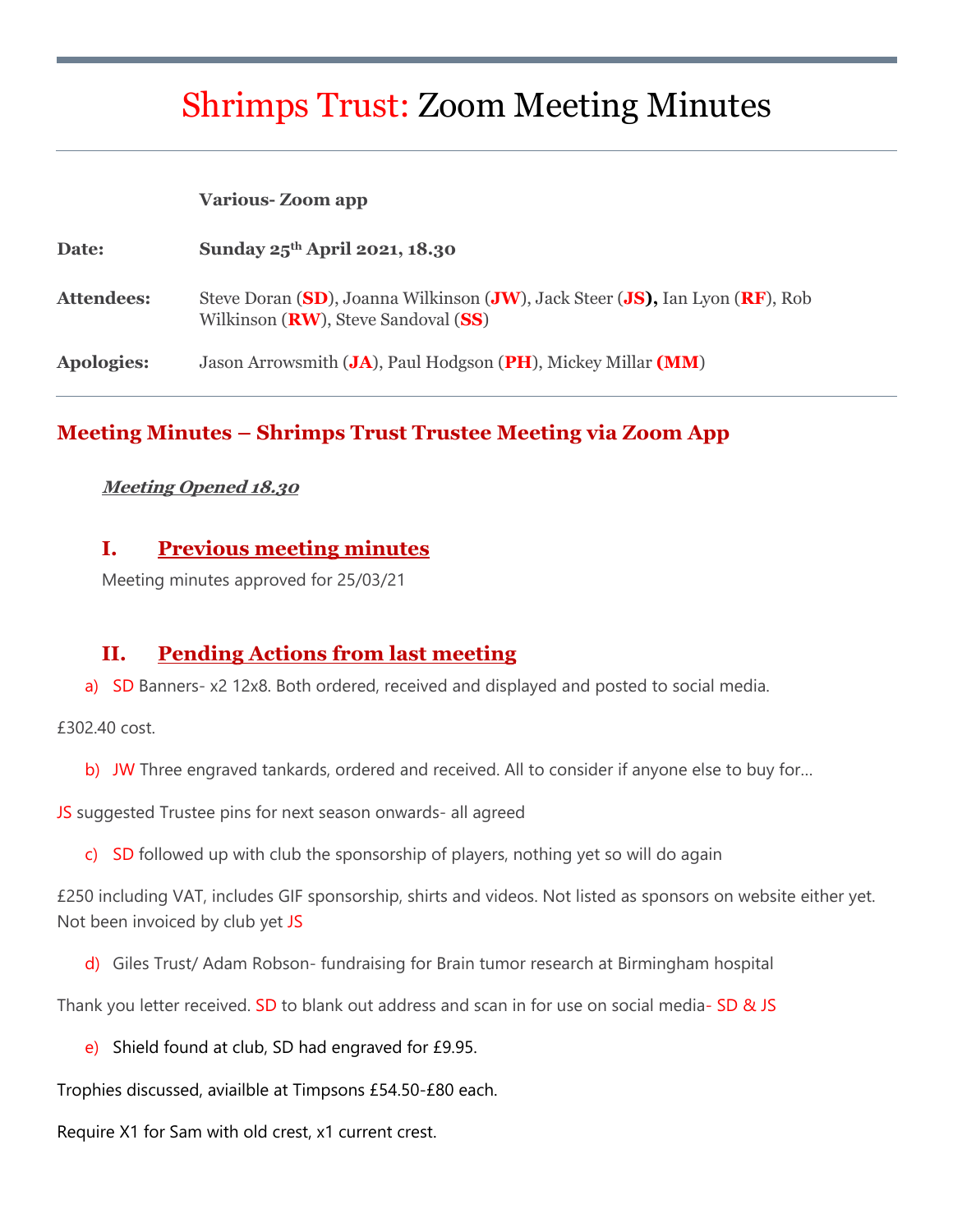# Shrimps Trust: Zoom Meeting Minutes

**Various- Zoom app**

**Date:** **Sunday 25th April 2021, 18.30**

**Attendees:** Steve Doran (**SD**), Joanna Wilkinson (**JW**), Jack Steer (**JS**), Ian Lyon (**RF**), Rob Wilkinson (**RW**), Steve Sandoval (**SS**)

**Apologies:** Jason Arrowsmith (**JA**), Paul Hodgson (**PH**), Mickey Millar (**MM**)

## Meeting Minutes – Shrimps Trust Trustee Meeting via Zoom App

***Meeting Opened 18.30***

### I. Previous meeting minutes

Meeting minutes approved for 25/03/21

### II. Pending Actions from last meeting

a) SD Banners- x2 12x8. Both ordered, received and displayed and posted to social media.

£302.40 cost.

b) JW Three engraved tankards, ordered and received. All to consider if anyone else to buy for…

JS suggested Trustee pins for next season onwards- all agreed

c) SD followed up with club the sponsorship of players, nothing yet so will do again

£250 including VAT, includes GIF sponsorship, shirts and videos. Not listed as sponsors on website either yet. Not been invoiced by club yet JS

d) Giles Trust/ Adam Robson- fundraising for Brain tumor research at Birmingham hospital

Thank you letter received. SD to blank out address and scan in for use on social media- SD & JS

e) Shield found at club, SD had engraved for £9.95.

Trophies discussed, aviailble at Timpsons £54.50-£80 each.

Require X1 for Sam with old crest, x1 current crest.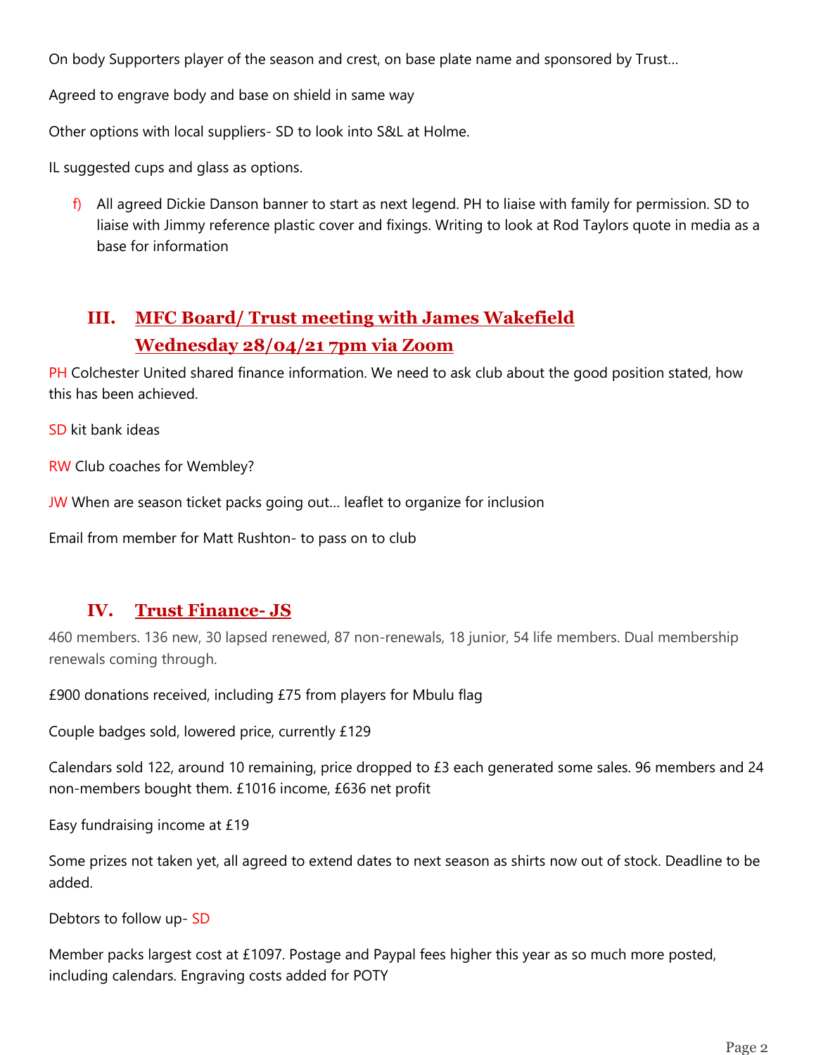On body Supporters player of the season and crest, on base plate name and sponsored by Trust…

Agreed to engrave body and base on shield in same way

Other options with local suppliers- SD to look into S&L at Holme.

IL suggested cups and glass as options.

f) All agreed Dickie Danson banner to start as next legend. PH to liaise with family for permission. SD to liaise with Jimmy reference plastic cover and fixings. Writing to look at Rod Taylors quote in media as a base for information

## III. MFC Board/ Trust meeting with James Wakefield Wednesday 28/04/21 7pm via Zoom

PH Colchester United shared finance information. We need to ask club about the good position stated, how this has been achieved.

SD kit bank ideas

RW Club coaches for Wembley?

JW When are season ticket packs going out… leaflet to organize for inclusion

Email from member for Matt Rushton- to pass on to club

## IV. Trust Finance- JS

460 members. 136 new, 30 lapsed renewed, 87 non-renewals, 18 junior, 54 life members. Dual membership renewals coming through.

£900 donations received, including £75 from players for Mbulu flag

Couple badges sold, lowered price, currently £129

Calendars sold 122, around 10 remaining, price dropped to £3 each generated some sales. 96 members and 24 non-members bought them. £1016 income, £636 net profit

Easy fundraising income at £19

Some prizes not taken yet, all agreed to extend dates to next season as shirts now out of stock. Deadline to be added.

Debtors to follow up- SD

Member packs largest cost at £1097. Postage and Paypal fees higher this year as so much more posted, including calendars. Engraving costs added for POTY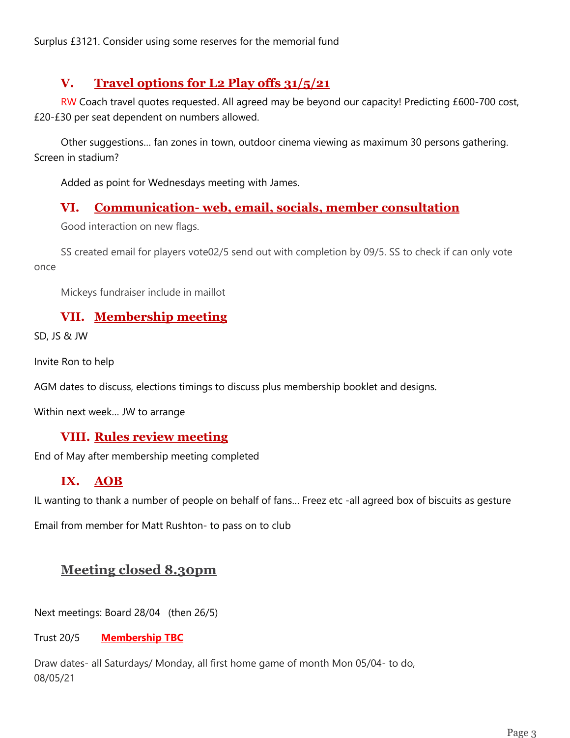Surplus £3121. Consider using some reserves for the memorial fund

## V. Travel options for L2 Play offs 31/5/21

RW Coach travel quotes requested. All agreed may be beyond our capacity! Predicting £600-700 cost, £20-£30 per seat dependent on numbers allowed.

Other suggestions… fan zones in town, outdoor cinema viewing as maximum 30 persons gathering. Screen in stadium?

Added as point for Wednesdays meeting with James.

## VI. Communication- web, email, socials, member consultation

Good interaction on new flags.

SS created email for players vote02/5 send out with completion by 09/5. SS to check if can only vote once

Mickeys fundraiser include in maillot

## VII. Membership meeting

SD, JS & JW

Invite Ron to help

AGM dates to discuss, elections timings to discuss plus membership booklet and designs.

Within next week… JW to arrange

## VIII. Rules review meeting

End of May after membership meeting completed

## IX. AOB

IL wanting to thank a number of people on behalf of fans… Freez etc -all agreed box of biscuits as gesture

Email from member for Matt Rushton- to pass on to club

## Meeting closed 8.30pm

Next meetings: Board 28/04 (then 26/5)

Trust 20/5 **Membership TBC**

Draw dates- all Saturdays/ Monday, all first home game of month Mon 05/04- to do, 08/05/21